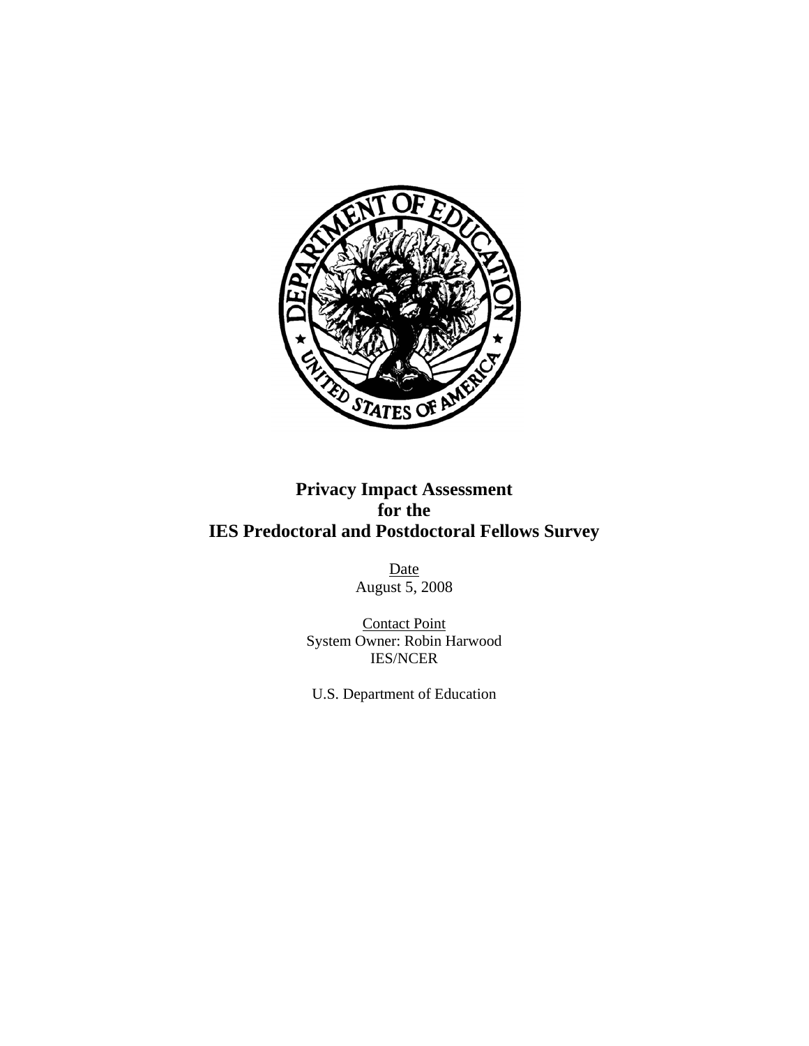# Privacy Impact Assessment for the IES Predoctoral and Postdoctoral Fellows Survey

Date
August 5, 2008

Contact Point
System Owner: Robin Harwood
IES/NCER

U.S. Department of Education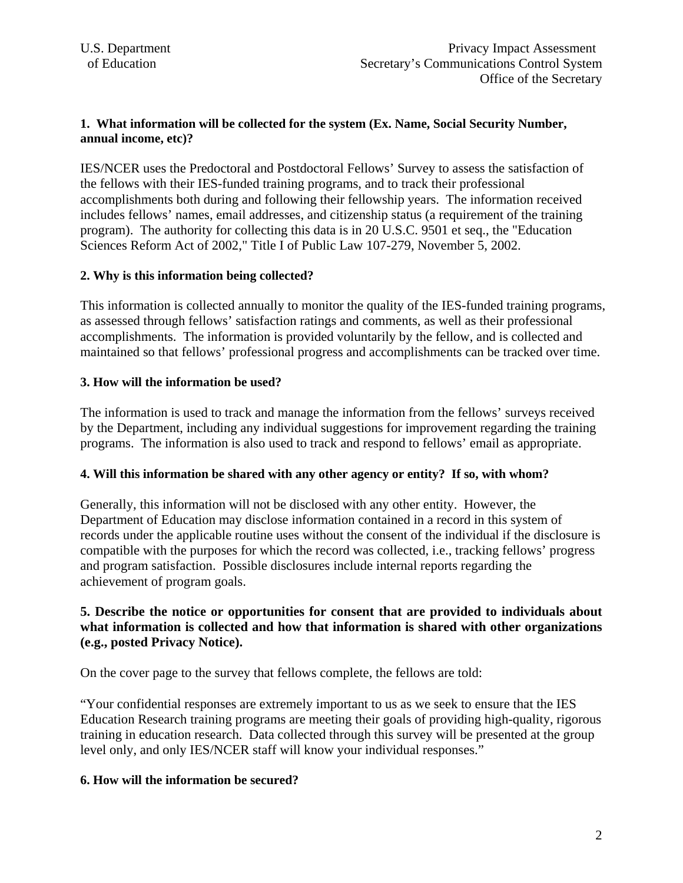**1. What information will be collected for the system (Ex. Name, Social Security Number, annual income, etc)?**

IES/NCER uses the Predoctoral and Postdoctoral Fellows' Survey to assess the satisfaction of the fellows with their IES-funded training programs, and to track their professional accomplishments both during and following their fellowship years. The information received includes fellows' names, email addresses, and citizenship status (a requirement of the training program). The authority for collecting this data is in 20 U.S.C. 9501 et seq., the "Education Sciences Reform Act of 2002," Title I of Public Law 107-279, November 5, 2002.

**2. Why is this information being collected?**

This information is collected annually to monitor the quality of the IES-funded training programs, as assessed through fellows' satisfaction ratings and comments, as well as their professional accomplishments. The information is provided voluntarily by the fellow, and is collected and maintained so that fellows' professional progress and accomplishments can be tracked over time.

**3. How will the information be used?**

The information is used to track and manage the information from the fellows' surveys received by the Department, including any individual suggestions for improvement regarding the training programs. The information is also used to track and respond to fellows' email as appropriate.

**4. Will this information be shared with any other agency or entity? If so, with whom?**

Generally, this information will not be disclosed with any other entity. However, the Department of Education may disclose information contained in a record in this system of records under the applicable routine uses without the consent of the individual if the disclosure is compatible with the purposes for which the record was collected, i.e., tracking fellows' progress and program satisfaction. Possible disclosures include internal reports regarding the achievement of program goals.

**5. Describe the notice or opportunities for consent that are provided to individuals about what information is collected and how that information is shared with other organizations (e.g., posted Privacy Notice).**

On the cover page to the survey that fellows complete, the fellows are told:

"Your confidential responses are extremely important to us as we seek to ensure that the IES Education Research training programs are meeting their goals of providing high-quality, rigorous training in education research. Data collected through this survey will be presented at the group level only, and only IES/NCER staff will know your individual responses."

**6. How will the information be secured?**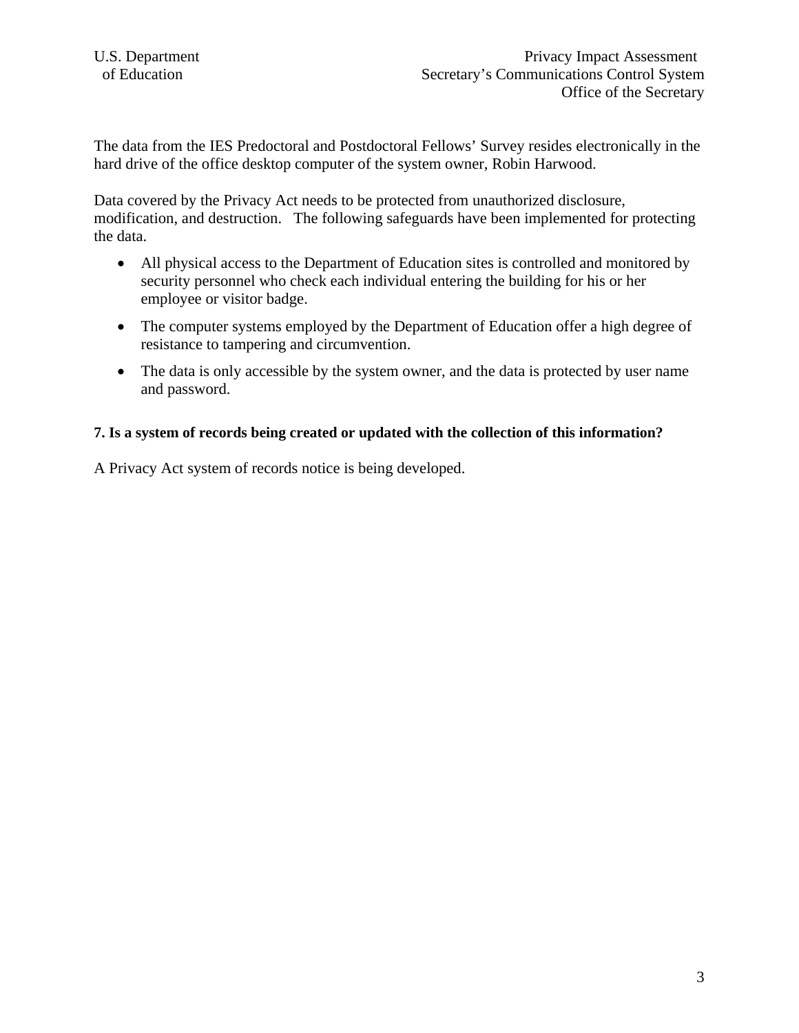The data from the IES Predoctoral and Postdoctoral Fellows' Survey resides electronically in the hard drive of the office desktop computer of the system owner, Robin Harwood.

Data covered by the Privacy Act needs to be protected from unauthorized disclosure, modification, and destruction. The following safeguards have been implemented for protecting the data.

- All physical access to the Department of Education sites is controlled and monitored by security personnel who check each individual entering the building for his or her employee or visitor badge.
- The computer systems employed by the Department of Education offer a high degree of resistance to tampering and circumvention.
- The data is only accessible by the system owner, and the data is protected by user name and password.

**7. Is a system of records being created or updated with the collection of this information?**

A Privacy Act system of records notice is being developed.